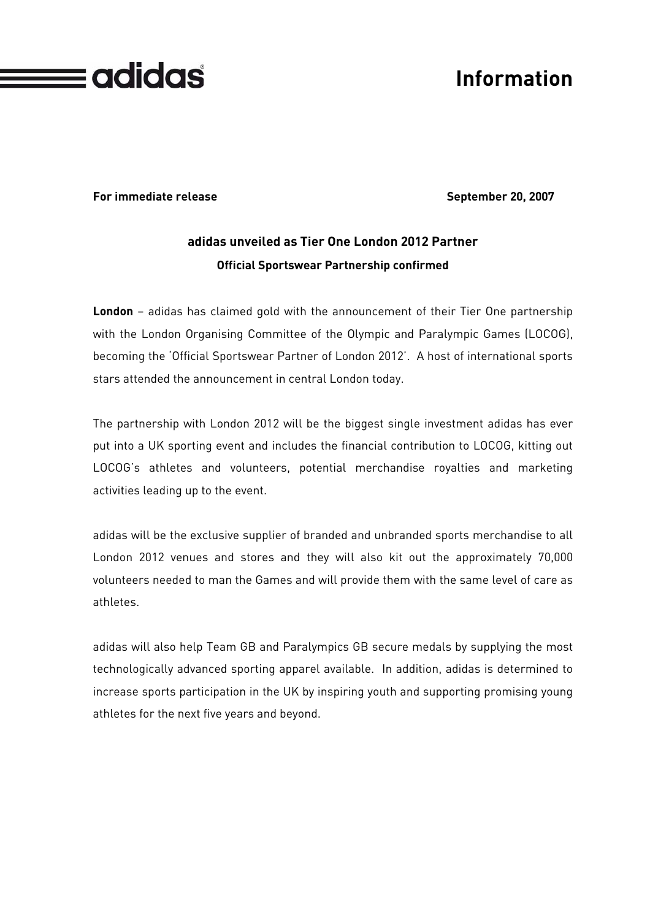adidas

# Information

**For immediate release** **September 20, 2007**

## adidas unveiled as Tier One London 2012 Partner

### Official Sportswear Partnership confirmed

**London** – adidas has claimed gold with the announcement of their Tier One partnership with the London Organising Committee of the Olympic and Paralympic Games (LOCOG), becoming the 'Official Sportswear Partner of London 2012'. A host of international sports stars attended the announcement in central London today.

The partnership with London 2012 will be the biggest single investment adidas has ever put into a UK sporting event and includes the financial contribution to LOCOG, kitting out LOCOG's athletes and volunteers, potential merchandise royalties and marketing activities leading up to the event.

adidas will be the exclusive supplier of branded and unbranded sports merchandise to all London 2012 venues and stores and they will also kit out the approximately 70,000 volunteers needed to man the Games and will provide them with the same level of care as athletes.

adidas will also help Team GB and Paralympics GB secure medals by supplying the most technologically advanced sporting apparel available. In addition, adidas is determined to increase sports participation in the UK by inspiring youth and supporting promising young athletes for the next five years and beyond.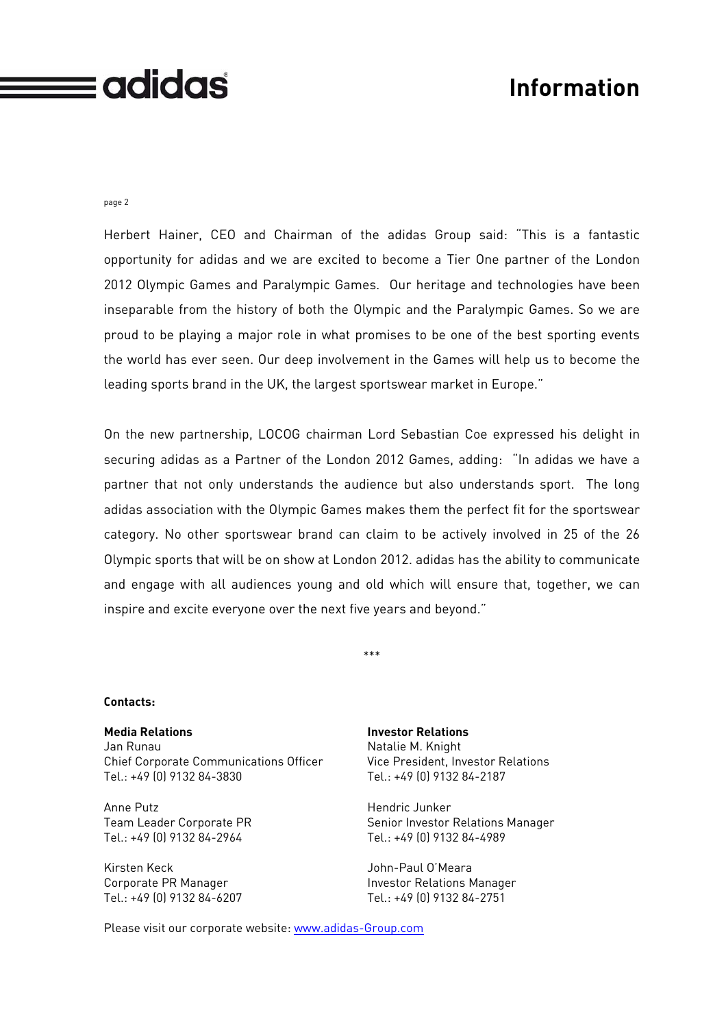Herbert Hainer, CEO and Chairman of the adidas Group said: "This is a fantastic opportunity for adidas and we are excited to become a Tier One partner of the London 2012 Olympic Games and Paralympic Games. Our heritage and technologies have been inseparable from the history of both the Olympic and the Paralympic Games. So we are proud to be playing a major role in what promises to be one of the best sporting events the world has ever seen. Our deep involvement in the Games will help us to become the leading sports brand in the UK, the largest sportswear market in Europe."

On the new partnership, LOCOG chairman Lord Sebastian Coe expressed his delight in securing adidas as a Partner of the London 2012 Games, adding: "In adidas we have a partner that not only understands the audience but also understands sport. The long adidas association with the Olympic Games makes them the perfect fit for the sportswear category. No other sportswear brand can claim to be actively involved in 25 of the 26 Olympic sports that will be on show at London 2012. adidas has the ability to communicate and engage with all audiences young and old which will ensure that, together, we can inspire and excite everyone over the next five years and beyond."

***

**Contacts:**

**Media Relations**
Jan Runau
Chief Corporate Communications Officer
Tel.: +49 (0) 9132 84-3830

Anne Putz
Team Leader Corporate PR
Tel.: +49 (0) 9132 84-2964

Kirsten Keck
Corporate PR Manager
Tel.: +49 (0) 9132 84-6207

**Investor Relations**
Natalie M. Knight
Vice President, Investor Relations
Tel.: +49 (0) 9132 84-2187

Hendric Junker
Senior Investor Relations Manager
Tel.: +49 (0) 9132 84-4989

John-Paul O'Meara
Investor Relations Manager
Tel.: +49 (0) 9132 84-2751

Please visit our corporate website: www.adidas-Group.com